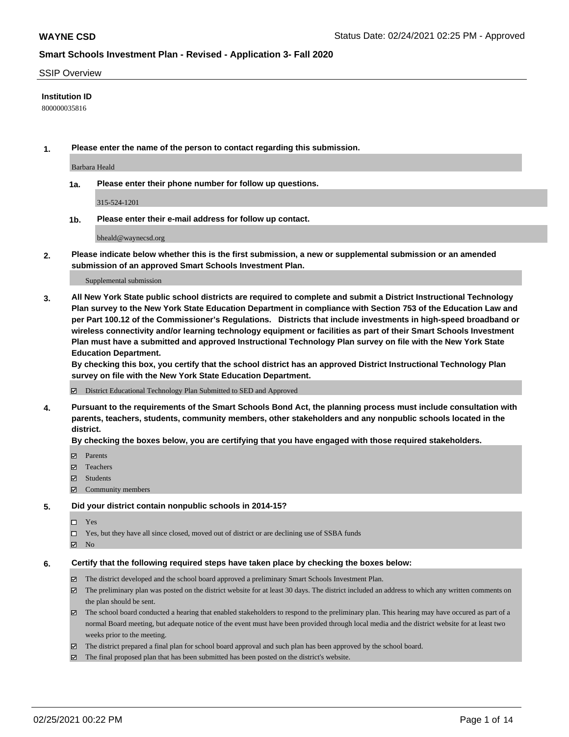**WAYNE CSD**

Status Date: 02/24/2021 02:25 PM - Approved

## Smart Schools Investment Plan - Revised - Application 3- Fall 2020

SSIP Overview

**Institution ID**

800000035816

**1. Please enter the name of the person to contact regarding this submission.**

Barbara Heald

**1a. Please enter their phone number for follow up questions.**

315-524-1201

**1b. Please enter their e-mail address for follow up contact.**

bheald@waynecsd.org

**2. Please indicate below whether this is the first submission, a new or supplemental submission or an amended submission of an approved Smart Schools Investment Plan.**

Supplemental submission

**3. All New York State public school districts are required to complete and submit a District Instructional Technology Plan survey to the New York State Education Department in compliance with Section 753 of the Education Law and per Part 100.12 of the Commissioner's Regulations. Districts that include investments in high-speed broadband or wireless connectivity and/or learning technology equipment or facilities as part of their Smart Schools Investment Plan must have a submitted and approved Instructional Technology Plan survey on file with the New York State Education Department.**
**By checking this box, you certify that the school district has an approved District Instructional Technology Plan survey on file with the New York State Education Department.**

- ☑ District Educational Technology Plan Submitted to SED and Approved

**4. Pursuant to the requirements of the Smart Schools Bond Act, the planning process must include consultation with parents, teachers, students, community members, other stakeholders and any nonpublic schools located in the district.**
**By checking the boxes below, you are certifying that you have engaged with those required stakeholders.**

- ☑ Parents
- ☑ Teachers
- ☑ Students
- ☑ Community members

**5. Did your district contain nonpublic schools in 2014-15?**

- ☐ Yes
- ☐ Yes, but they have all since closed, moved out of district or are declining use of SSBA funds
- ☑ No

**6. Certify that the following required steps have taken place by checking the boxes below:**

- ☑ The district developed and the school board approved a preliminary Smart Schools Investment Plan.
- ☑ The preliminary plan was posted on the district website for at least 30 days. The district included an address to which any written comments on the plan should be sent.
- ☑ The school board conducted a hearing that enabled stakeholders to respond to the preliminary plan. This hearing may have occured as part of a normal Board meeting, but adequate notice of the event must have been provided through local media and the district website for at least two weeks prior to the meeting.
- ☑ The district prepared a final plan for school board approval and such plan has been approved by the school board.
- ☑ The final proposed plan that has been submitted has been posted on the district's website.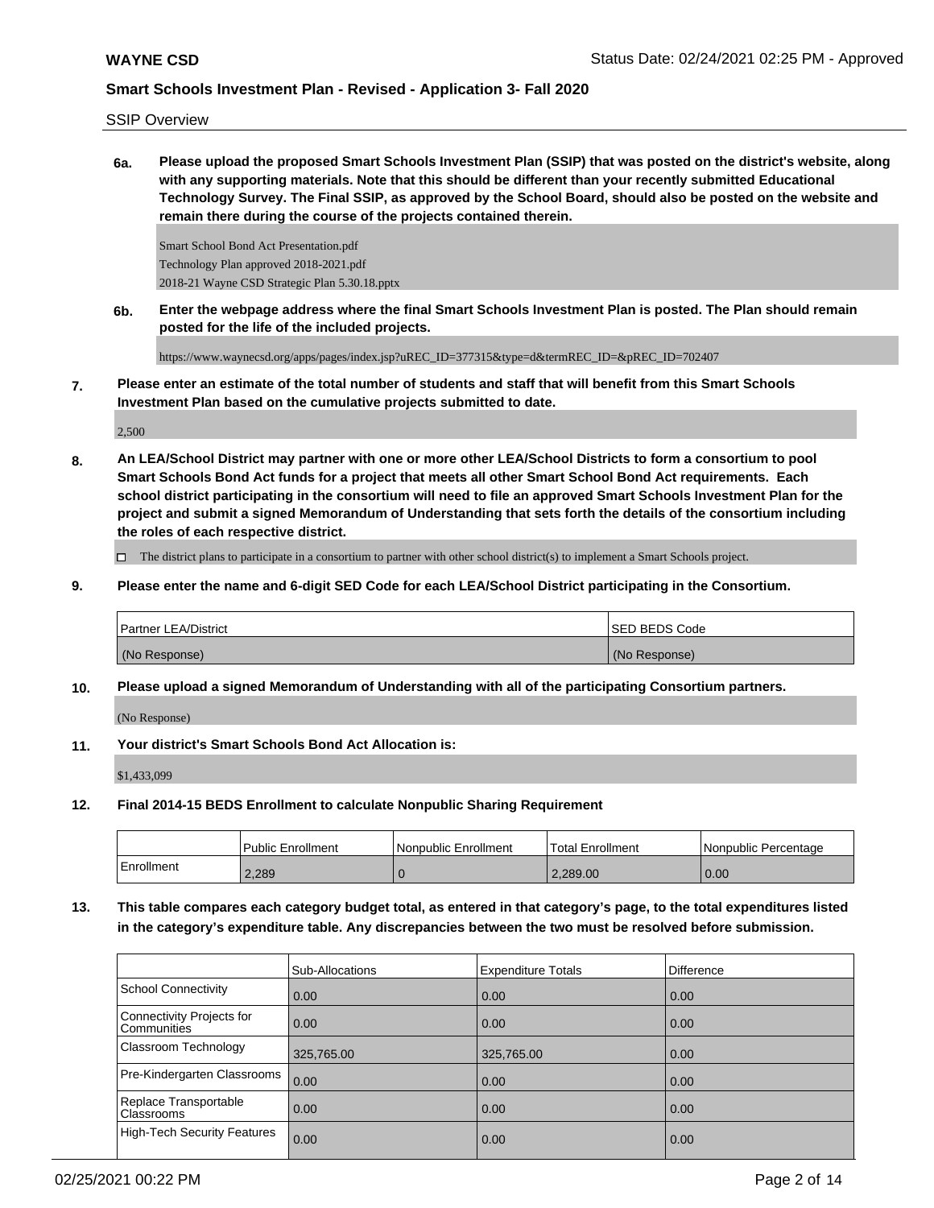SSIP Overview

**6a. Please upload the proposed Smart Schools Investment Plan (SSIP) that was posted on the district's website, along with any supporting materials. Note that this should be different than your recently submitted Educational Technology Survey. The Final SSIP, as approved by the School Board, should also be posted on the website and remain there during the course of the projects contained therein.**

Smart School Bond Act Presentation.pdf
Technology Plan approved 2018-2021.pdf
2018-21 Wayne CSD Strategic Plan 5.30.18.pptx

**6b. Enter the webpage address where the final Smart Schools Investment Plan is posted. The Plan should remain posted for the life of the included projects.**

https://www.waynecsd.org/apps/pages/index.jsp?uREC_ID=377315&type=d&termREC_ID=&pREC_ID=702407

**7. Please enter an estimate of the total number of students and staff that will benefit from this Smart Schools Investment Plan based on the cumulative projects submitted to date.**

2,500

**8. An LEA/School District may partner with one or more other LEA/School Districts to form a consortium to pool Smart Schools Bond Act funds for a project that meets all other Smart School Bond Act requirements. Each school district participating in the consortium will need to file an approved Smart Schools Investment Plan for the project and submit a signed Memorandum of Understanding that sets forth the details of the consortium including the roles of each respective district.**

☐ The district plans to participate in a consortium to partner with other school district(s) to implement a Smart Schools project.

**9. Please enter the name and 6-digit SED Code for each LEA/School District participating in the Consortium.**

| Partner LEA/District | SED BEDS Code |
|---|---|
| (No Response) | (No Response) |

**10. Please upload a signed Memorandum of Understanding with all of the participating Consortium partners.**

(No Response)

**11. Your district's Smart Schools Bond Act Allocation is:**

$1,433,099

**12. Final 2014-15 BEDS Enrollment to calculate Nonpublic Sharing Requirement**

| | Public Enrollment | Nonpublic Enrollment | Total Enrollment | Nonpublic Percentage |
|---|---|---|---|---|
| Enrollment | 2,289 | 0 | 2,289.00 | 0.00 |

**13. This table compares each category budget total, as entered in that category's page, to the total expenditures listed in the category's expenditure table. Any discrepancies between the two must be resolved before submission.**

| | Sub-Allocations | Expenditure Totals | Difference |
|---|---|---|---|
| School Connectivity | 0.00 | 0.00 | 0.00 |
| Connectivity Projects for Communities | 0.00 | 0.00 | 0.00 |
| Classroom Technology | 325,765.00 | 325,765.00 | 0.00 |
| Pre-Kindergarten Classrooms | 0.00 | 0.00 | 0.00 |
| Replace Transportable Classrooms | 0.00 | 0.00 | 0.00 |
| High-Tech Security Features | 0.00 | 0.00 | 0.00 |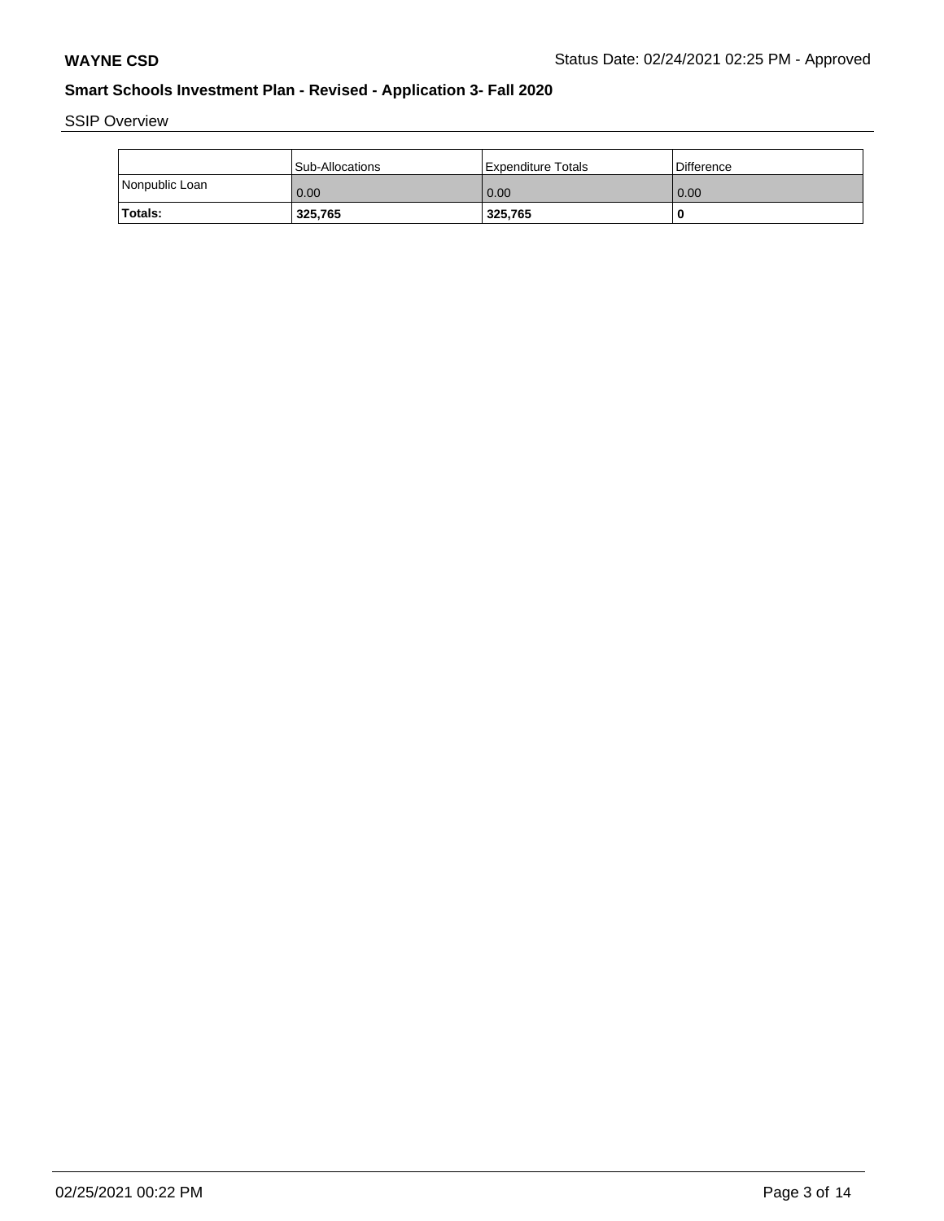**WAYNE CSD** Status Date: 02/24/2021 02:25 PM - Approved

## Smart Schools Investment Plan - Revised - Application 3- Fall 2020

SSIP Overview

| | Sub-Allocations | Expenditure Totals | Difference |
|---|---|---|---|
| Nonpublic Loan | 0.00 | 0.00 | 0.00 |
| **Totals:** | **325,765** | **325,765** | **0** |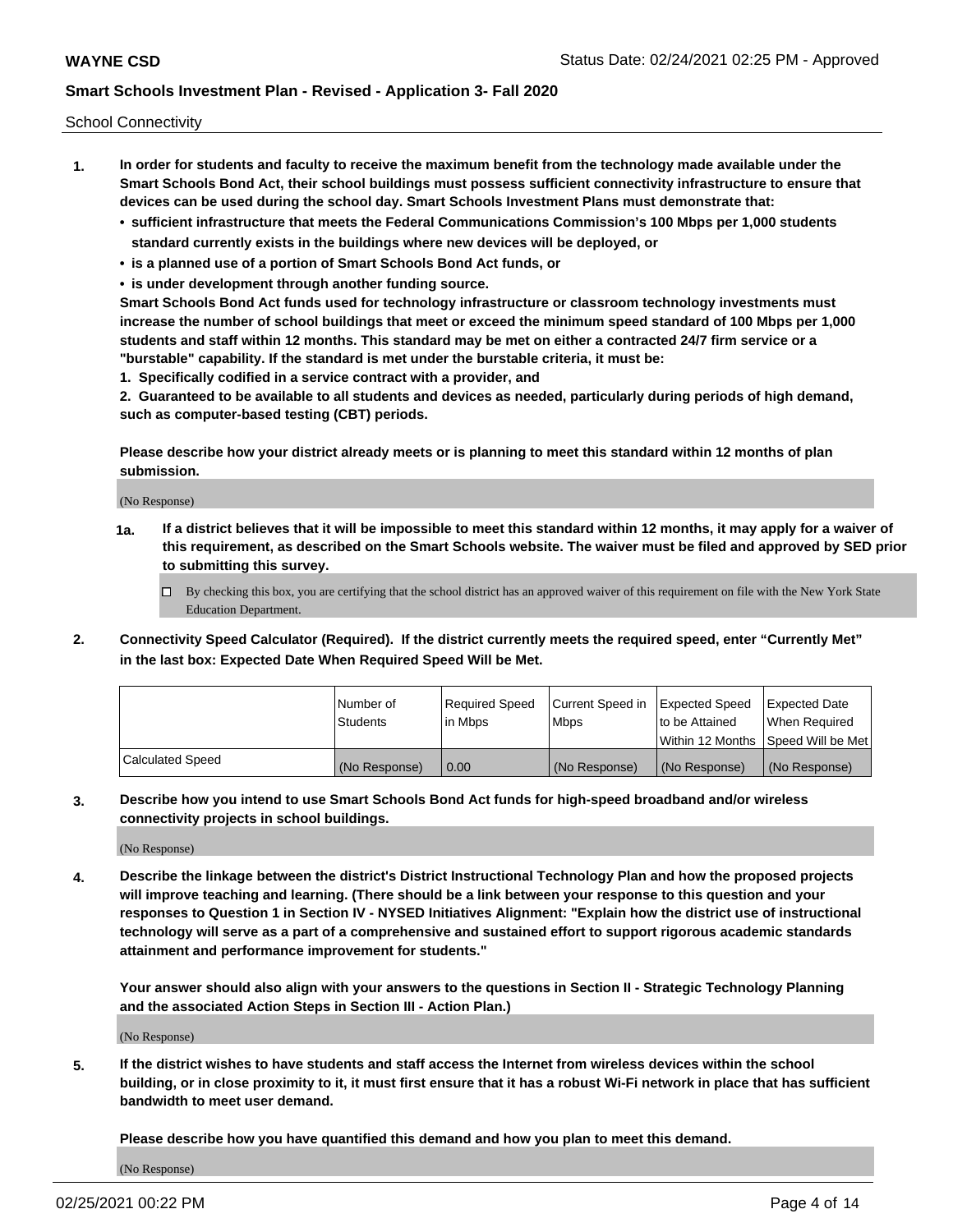School Connectivity

1. **In order for students and faculty to receive the maximum benefit from the technology made available under the Smart Schools Bond Act, their school buildings must possess sufficient connectivity infrastructure to ensure that devices can be used during the school day. Smart Schools Investment Plans must demonstrate that:**
   - **sufficient infrastructure that meets the Federal Communications Commission's 100 Mbps per 1,000 students standard currently exists in the buildings where new devices will be deployed, or**
   - **is a planned use of a portion of Smart Schools Bond Act funds, or**
   - **is under development through another funding source.**

   **Smart Schools Bond Act funds used for technology infrastructure or classroom technology investments must increase the number of school buildings that meet or exceed the minimum speed standard of 100 Mbps per 1,000 students and staff within 12 months. This standard may be met on either a contracted 24/7 firm service or a "burstable" capability. If the standard is met under the burstable criteria, it must be:**

   **1. Specifically codified in a service contract with a provider, and**

   **2. Guaranteed to be available to all students and devices as needed, particularly during periods of high demand, such as computer-based testing (CBT) periods.**

   **Please describe how your district already meets or is planning to meet this standard within 12 months of plan submission.**

   (No Response)

   **1a. If a district believes that it will be impossible to meet this standard within 12 months, it may apply for a waiver of this requirement, as described on the Smart Schools website. The waiver must be filed and approved by SED prior to submitting this survey.**

   ☐ By checking this box, you are certifying that the school district has an approved waiver of this requirement on file with the New York State Education Department.

2. **Connectivity Speed Calculator (Required). If the district currently meets the required speed, enter "Currently Met" in the last box: Expected Date When Required Speed Will be Met.**

| | Number of Students | Required Speed in Mbps | Current Speed in Mbps | Expected Speed to be Attained Within 12 Months | Expected Date When Required Speed Will be Met |
|---|---|---|---|---|---|
| Calculated Speed | (No Response) | 0.00 | (No Response) | (No Response) | (No Response) |

3. **Describe how you intend to use Smart Schools Bond Act funds for high-speed broadband and/or wireless connectivity projects in school buildings.**

   (No Response)

4. **Describe the linkage between the district's District Instructional Technology Plan and how the proposed projects will improve teaching and learning. (There should be a link between your response to this question and your responses to Question 1 in Section IV - NYSED Initiatives Alignment: "Explain how the district use of instructional technology will serve as a part of a comprehensive and sustained effort to support rigorous academic standards attainment and performance improvement for students."**

   **Your answer should also align with your answers to the questions in Section II - Strategic Technology Planning and the associated Action Steps in Section III - Action Plan.)**

   (No Response)

5. **If the district wishes to have students and staff access the Internet from wireless devices within the school building, or in close proximity to it, it must first ensure that it has a robust Wi-Fi network in place that has sufficient bandwidth to meet user demand.**

   **Please describe how you have quantified this demand and how you plan to meet this demand.**

   (No Response)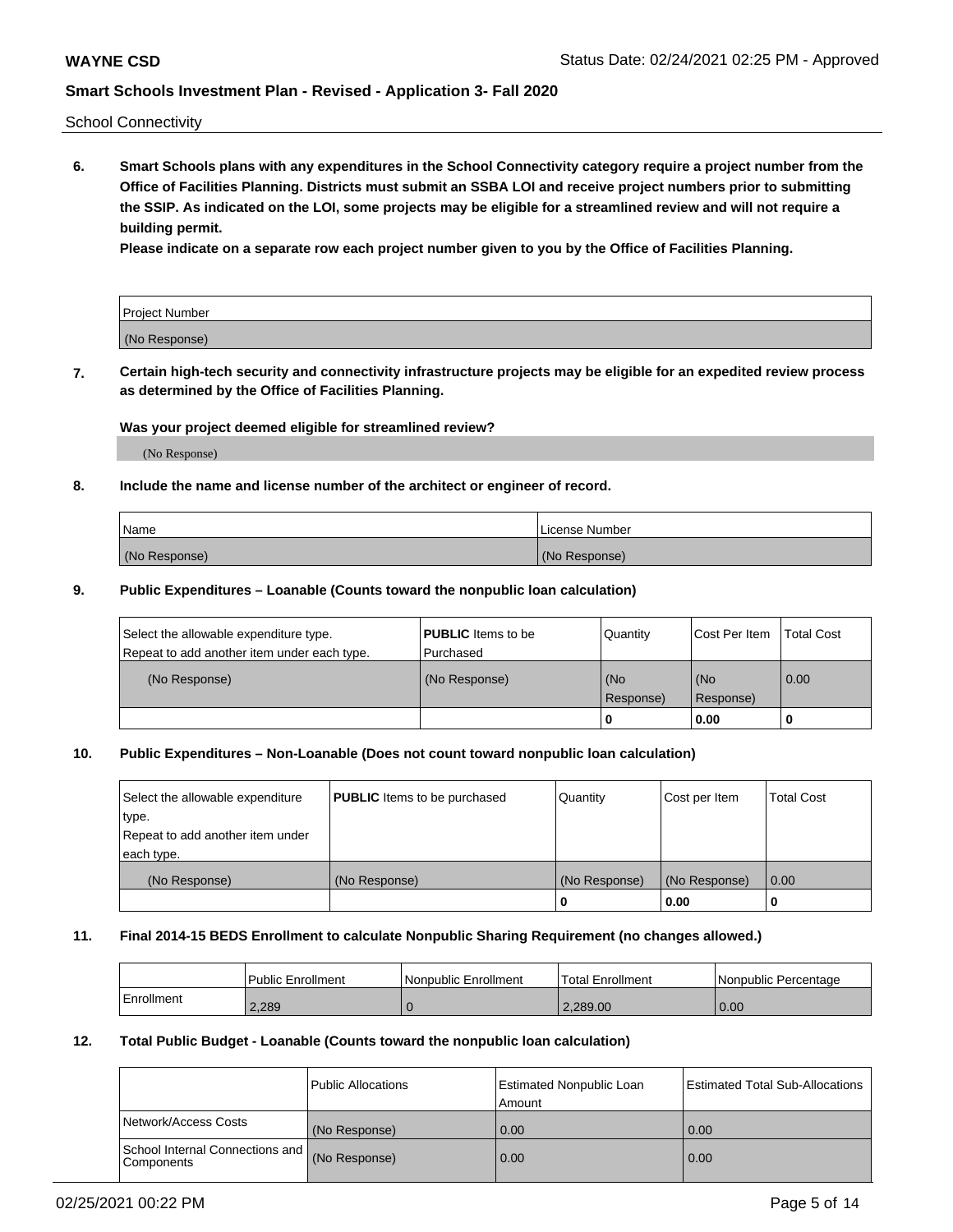School Connectivity

**6. Smart Schools plans with any expenditures in the School Connectivity category require a project number from the Office of Facilities Planning. Districts must submit an SSBA LOI and receive project numbers prior to submitting the SSIP. As indicated on the LOI, some projects may be eligible for a streamlined review and will not require a building permit.**

**Please indicate on a separate row each project number given to you by the Office of Facilities Planning.**

| Project Number |
|---|
| (No Response) |

**7. Certain high-tech security and connectivity infrastructure projects may be eligible for an expedited review process as determined by the Office of Facilities Planning.**

**Was your project deemed eligible for streamlined review?**

(No Response)

**8. Include the name and license number of the architect or engineer of record.**

| Name | License Number |
|---|---|
| (No Response) | (No Response) |

**9. Public Expenditures – Loanable (Counts toward the nonpublic loan calculation)**

| Select the allowable expenditure type. Repeat to add another item under each type. | **PUBLIC** Items to be Purchased | Quantity | Cost Per Item | Total Cost |
|---|---|---|---|---|
| (No Response) | (No Response) | (No Response) | (No Response) | 0.00 |
| | | 0 | 0.00 | 0 |

**10. Public Expenditures – Non-Loanable (Does not count toward nonpublic loan calculation)**

| Select the allowable expenditure type. Repeat to add another item under each type. | **PUBLIC** Items to be purchased | Quantity | Cost per Item | Total Cost |
|---|---|---|---|---|
| (No Response) | (No Response) | (No Response) | (No Response) | 0.00 |
| | | 0 | 0.00 | 0 |

**11. Final 2014-15 BEDS Enrollment to calculate Nonpublic Sharing Requirement (no changes allowed.)**

| | Public Enrollment | Nonpublic Enrollment | Total Enrollment | Nonpublic Percentage |
|---|---|---|---|---|
| Enrollment | 2,289 | 0 | 2,289.00 | 0.00 |

**12. Total Public Budget - Loanable (Counts toward the nonpublic loan calculation)**

| | Public Allocations | Estimated Nonpublic Loan Amount | Estimated Total Sub-Allocations |
|---|---|---|---|
| Network/Access Costs | (No Response) | 0.00 | 0.00 |
| School Internal Connections and Components | (No Response) | 0.00 | 0.00 |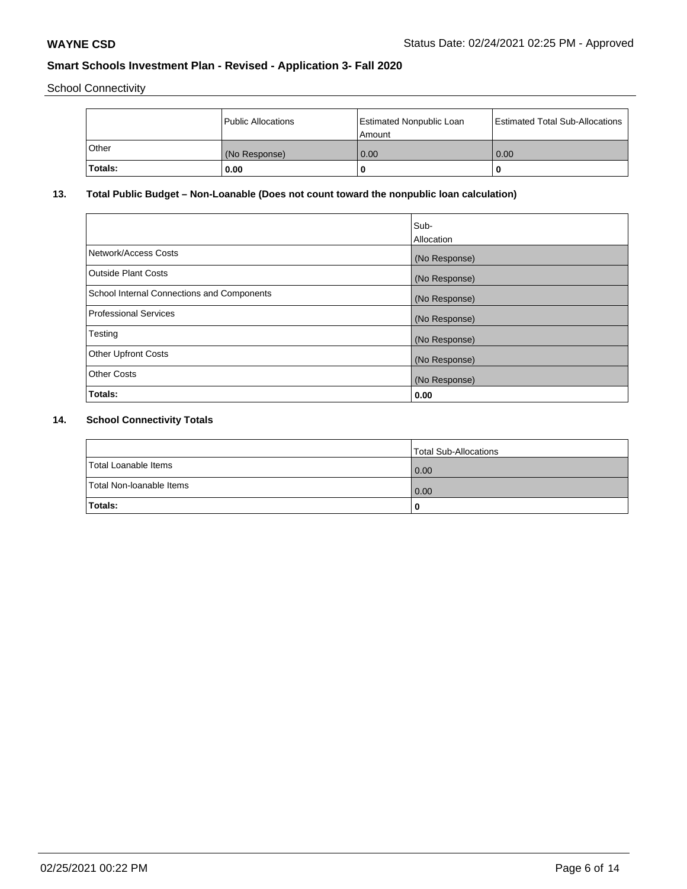School Connectivity

| | Public Allocations | Estimated Nonpublic Loan Amount | Estimated Total Sub-Allocations |
|---|---|---|---|
| Other | (No Response) | 0.00 | 0.00 |
| **Totals:** | **0.00** | **0** | **0** |

## 13. Total Public Budget – Non-Loanable (Does not count toward the nonpublic loan calculation)

| | Sub-Allocation |
|---|---|
| Network/Access Costs | (No Response) |
| Outside Plant Costs | (No Response) |
| School Internal Connections and Components | (No Response) |
| Professional Services | (No Response) |
| Testing | (No Response) |
| Other Upfront Costs | (No Response) |
| Other Costs | (No Response) |
| **Totals:** | **0.00** |

## 14. School Connectivity Totals

| | Total Sub-Allocations |
|---|---|
| Total Loanable Items | 0.00 |
| Total Non-loanable Items | 0.00 |
| **Totals:** | **0** |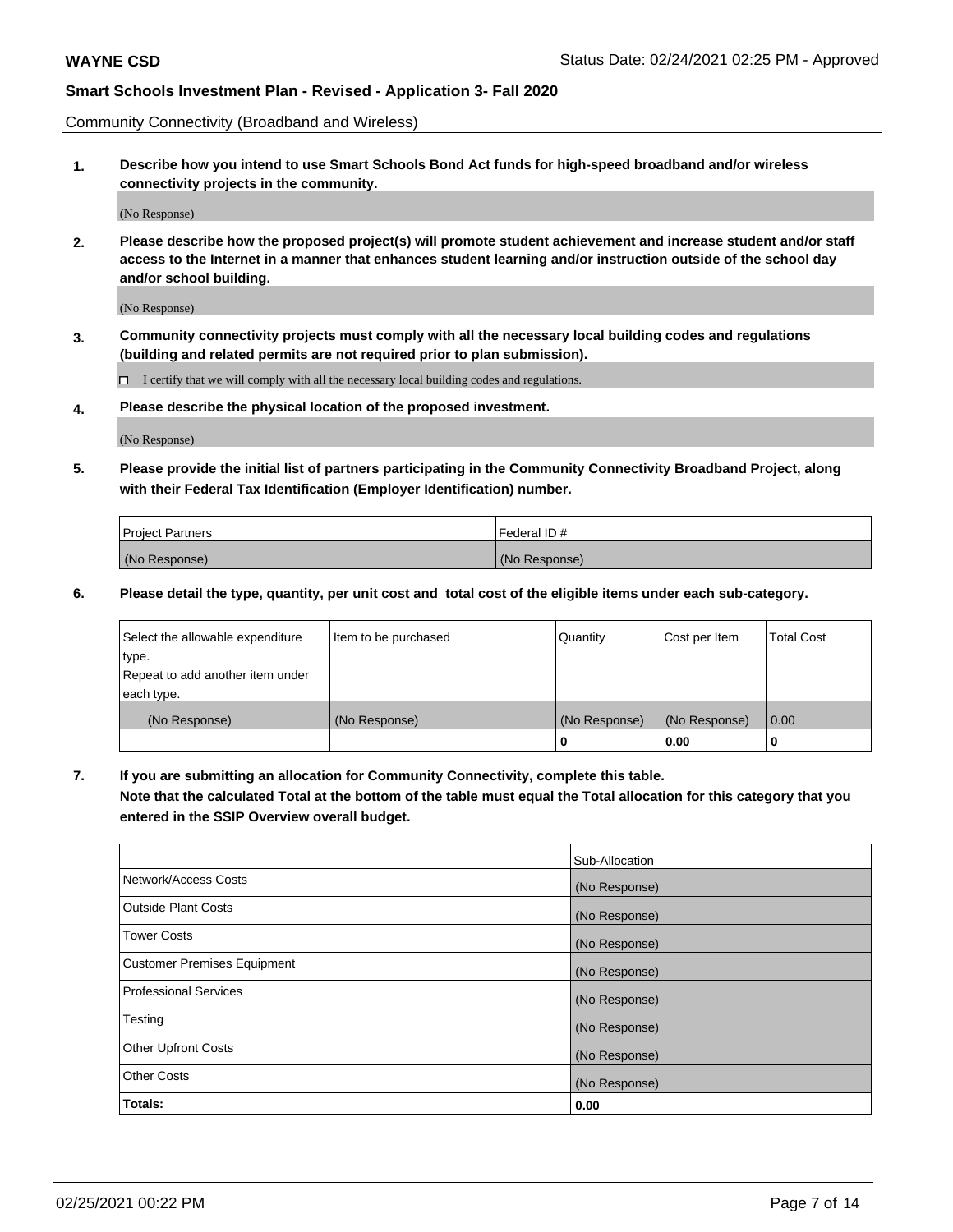Community Connectivity (Broadband and Wireless)

**1. Describe how you intend to use Smart Schools Bond Act funds for high-speed broadband and/or wireless connectivity projects in the community.**

(No Response)

**2. Please describe how the proposed project(s) will promote student achievement and increase student and/or staff access to the Internet in a manner that enhances student learning and/or instruction outside of the school day and/or school building.**

(No Response)

**3. Community connectivity projects must comply with all the necessary local building codes and regulations (building and related permits are not required prior to plan submission).**

☐ I certify that we will comply with all the necessary local building codes and regulations.

**4. Please describe the physical location of the proposed investment.**

(No Response)

**5. Please provide the initial list of partners participating in the Community Connectivity Broadband Project, along with their Federal Tax Identification (Employer Identification) number.**

| Project Partners | Federal ID # |
|---|---|
| (No Response) | (No Response) |

**6. Please detail the type, quantity, per unit cost and total cost of the eligible items under each sub-category.**

| Select the allowable expenditure type. Repeat to add another item under each type. | Item to be purchased | Quantity | Cost per Item | Total Cost |
|---|---|---|---|---|
| (No Response) | (No Response) | (No Response) | (No Response) | 0.00 |
| | | **0** | **0.00** | **0** |

**7. If you are submitting an allocation for Community Connectivity, complete this table. Note that the calculated Total at the bottom of the table must equal the Total allocation for this category that you entered in the SSIP Overview overall budget.**

| | Sub-Allocation |
|---|---|
| Network/Access Costs | (No Response) |
| Outside Plant Costs | (No Response) |
| Tower Costs | (No Response) |
| Customer Premises Equipment | (No Response) |
| Professional Services | (No Response) |
| Testing | (No Response) |
| Other Upfront Costs | (No Response) |
| Other Costs | (No Response) |
| **Totals:** | **0.00** |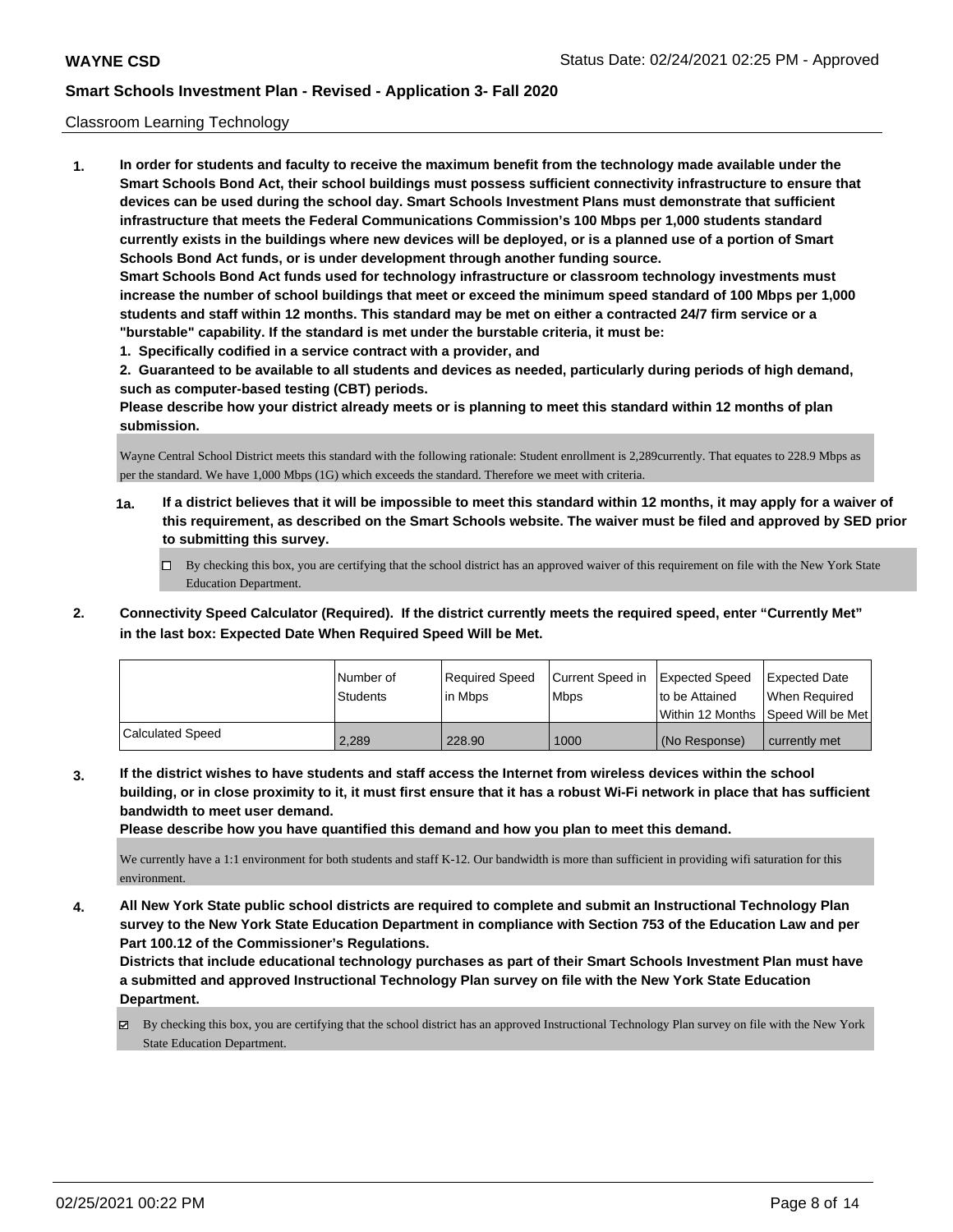Classroom Learning Technology

1. **In order for students and faculty to receive the maximum benefit from the technology made available under the Smart Schools Bond Act, their school buildings must possess sufficient connectivity infrastructure to ensure that devices can be used during the school day. Smart Schools Investment Plans must demonstrate that sufficient infrastructure that meets the Federal Communications Commission's 100 Mbps per 1,000 students standard currently exists in the buildings where new devices will be deployed, or is a planned use of a portion of Smart Schools Bond Act funds, or is under development through another funding source.**

   **Smart Schools Bond Act funds used for technology infrastructure or classroom technology investments must increase the number of school buildings that meet or exceed the minimum speed standard of 100 Mbps per 1,000 students and staff within 12 months. This standard may be met on either a contracted 24/7 firm service or a "burstable" capability. If the standard is met under the burstable criteria, it must be:**

   **1. Specifically codified in a service contract with a provider, and**

   **2. Guaranteed to be available to all students and devices as needed, particularly during periods of high demand, such as computer-based testing (CBT) periods.**

   **Please describe how your district already meets or is planning to meet this standard within 12 months of plan submission.**

   Wayne Central School District meets this standard with the following rationale: Student enrollment is 2,289currently. That equates to 228.9 Mbps as per the standard. We have 1,000 Mbps (1G) which exceeds the standard. Therefore we meet with criteria.

   **1a. If a district believes that it will be impossible to meet this standard within 12 months, it may apply for a waiver of this requirement, as described on the Smart Schools website. The waiver must be filed and approved by SED prior to submitting this survey.**

   ☐ By checking this box, you are certifying that the school district has an approved waiver of this requirement on file with the New York State Education Department.

2. **Connectivity Speed Calculator (Required). If the district currently meets the required speed, enter "Currently Met" in the last box: Expected Date When Required Speed Will be Met.**

| | Number of Students | Required Speed in Mbps | Current Speed in Mbps | Expected Speed to be Attained Within 12 Months | Expected Date When Required Speed Will be Met |
|---|---|---|---|---|---|
| Calculated Speed | 2,289 | 228.90 | 1000 | (No Response) | currently met |

3. **If the district wishes to have students and staff access the Internet from wireless devices within the school building, or in close proximity to it, it must first ensure that it has a robust Wi-Fi network in place that has sufficient bandwidth to meet user demand.**

   **Please describe how you have quantified this demand and how you plan to meet this demand.**

   We currently have a 1:1 environment for both students and staff K-12. Our bandwidth is more than sufficient in providing wifi saturation for this environment.

4. **All New York State public school districts are required to complete and submit an Instructional Technology Plan survey to the New York State Education Department in compliance with Section 753 of the Education Law and per Part 100.12 of the Commissioner's Regulations.**

   **Districts that include educational technology purchases as part of their Smart Schools Investment Plan must have a submitted and approved Instructional Technology Plan survey on file with the New York State Education Department.**

   ☑ By checking this box, you are certifying that the school district has an approved Instructional Technology Plan survey on file with the New York State Education Department.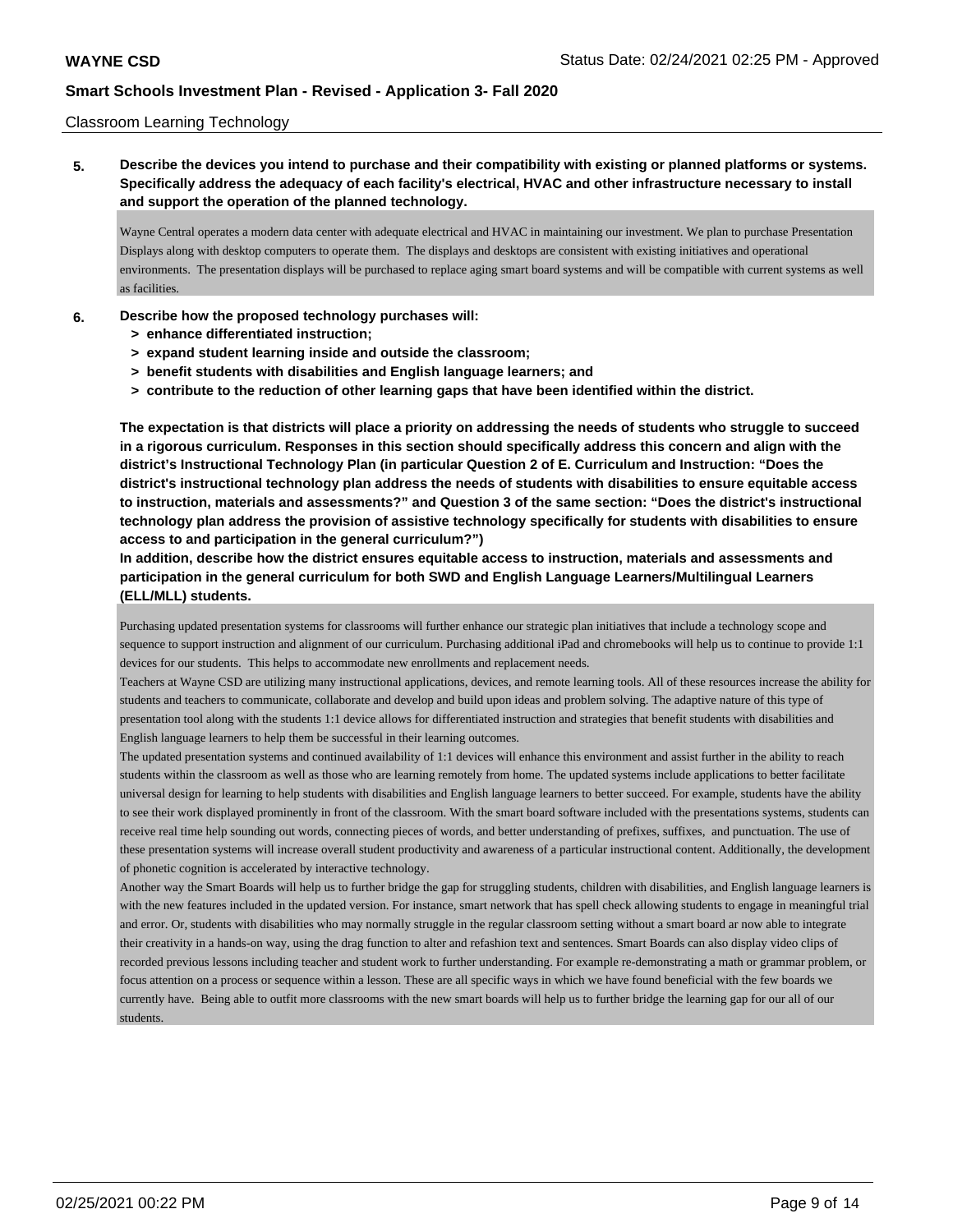Classroom Learning Technology

**5. Describe the devices you intend to purchase and their compatibility with existing or planned platforms or systems. Specifically address the adequacy of each facility's electrical, HVAC and other infrastructure necessary to install and support the operation of the planned technology.**

Wayne Central operates a modern data center with adequate electrical and HVAC in maintaining our investment. We plan to purchase Presentation Displays along with desktop computers to operate them. The displays and desktops are consistent with existing initiatives and operational environments. The presentation displays will be purchased to replace aging smart board systems and will be compatible with current systems as well as facilities.

**6. Describe how the proposed technology purchases will:**
- **> enhance differentiated instruction;**
- **> expand student learning inside and outside the classroom;**
- **> benefit students with disabilities and English language learners; and**
- **> contribute to the reduction of other learning gaps that have been identified within the district.**

**The expectation is that districts will place a priority on addressing the needs of students who struggle to succeed in a rigorous curriculum. Responses in this section should specifically address this concern and align with the district's Instructional Technology Plan (in particular Question 2 of E. Curriculum and Instruction: "Does the district's instructional technology plan address the needs of students with disabilities to ensure equitable access to instruction, materials and assessments?" and Question 3 of the same section: "Does the district's instructional technology plan address the provision of assistive technology specifically for students with disabilities to ensure access to and participation in the general curriculum?")**

**In addition, describe how the district ensures equitable access to instruction, materials and assessments and participation in the general curriculum for both SWD and English Language Learners/Multilingual Learners (ELL/MLL) students.**

Purchasing updated presentation systems for classrooms will further enhance our strategic plan initiatives that include a technology scope and sequence to support instruction and alignment of our curriculum. Purchasing additional iPad and chromebooks will help us to continue to provide 1:1 devices for our students. This helps to accommodate new enrollments and replacement needs.

Teachers at Wayne CSD are utilizing many instructional applications, devices, and remote learning tools. All of these resources increase the ability for students and teachers to communicate, collaborate and develop and build upon ideas and problem solving. The adaptive nature of this type of presentation tool along with the students 1:1 device allows for differentiated instruction and strategies that benefit students with disabilities and English language learners to help them be successful in their learning outcomes.

The updated presentation systems and continued availability of 1:1 devices will enhance this environment and assist further in the ability to reach students within the classroom as well as those who are learning remotely from home. The updated systems include applications to better facilitate universal design for learning to help students with disabilities and English language learners to better succeed. For example, students have the ability to see their work displayed prominently in front of the classroom. With the smart board software included with the presentations systems, students can receive real time help sounding out words, connecting pieces of words, and better understanding of prefixes, suffixes, and punctuation. The use of these presentation systems will increase overall student productivity and awareness of a particular instructional content. Additionally, the development of phonetic cognition is accelerated by interactive technology.

Another way the Smart Boards will help us to further bridge the gap for struggling students, children with disabilities, and English language learners is with the new features included in the updated version. For instance, smart network that has spell check allowing students to engage in meaningful trial and error. Or, students with disabilities who may normally struggle in the regular classroom setting without a smart board ar now able to integrate their creativity in a hands-on way, using the drag function to alter and refashion text and sentences. Smart Boards can also display video clips of recorded previous lessons including teacher and student work to further understanding. For example re-demonstrating a math or grammar problem, or focus attention on a process or sequence within a lesson. These are all specific ways in which we have found beneficial with the few boards we currently have. Being able to outfit more classrooms with the new smart boards will help us to further bridge the learning gap for our all of our students.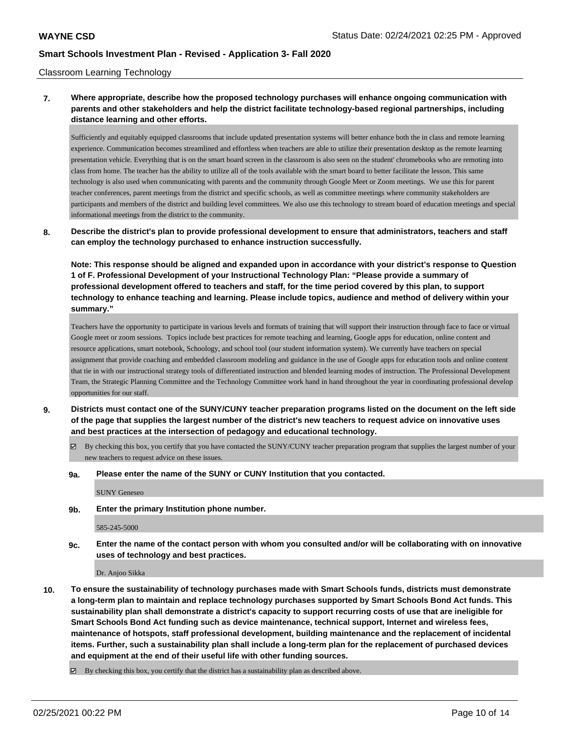Classroom Learning Technology

**7. Where appropriate, describe how the proposed technology purchases will enhance ongoing communication with parents and other stakeholders and help the district facilitate technology-based regional partnerships, including distance learning and other efforts.**

Sufficiently and equitably equipped classrooms that include updated presentation systems will better enhance both the in class and remote learning experience. Communication becomes streamlined and effortless when teachers are able to utilize their presentation desktop as the remote learning presentation vehicle. Everything that is on the smart board screen in the classroom is also seen on the student' chromebooks who are remoting into class from home. The teacher has the ability to utilize all of the tools available with the smart board to better facilitate the lesson. This same technology is also used when communicating with parents and the community through Google Meet or Zoom meetings. We use this for parent teacher conferences, parent meetings from the district and specific schools, as well as committee meetings where community stakeholders are participants and members of the district and building level committees. We also use this technology to stream board of education meetings and special informational meetings from the district to the community.

**8. Describe the district's plan to provide professional development to ensure that administrators, teachers and staff can employ the technology purchased to enhance instruction successfully.**

**Note: This response should be aligned and expanded upon in accordance with your district's response to Question 1 of F. Professional Development of your Instructional Technology Plan: "Please provide a summary of professional development offered to teachers and staff, for the time period covered by this plan, to support technology to enhance teaching and learning. Please include topics, audience and method of delivery within your summary."**

Teachers have the opportunity to participate in various levels and formats of training that will support their instruction through face to face or virtual Google meet or zoom sessions. Topics include best practices for remote teaching and learning, Google apps for education, online content and resource applications, smart notebook, Schoology, and school tool (our student information system). We currently have teachers on special assignment that provide coaching and embedded classroom modeling and guidance in the use of Google apps for education tools and online content that tie in with our instructional strategy tools of differentiated instruction and blended learning modes of instruction. The Professional Development Team, the Strategic Planning Committee and the Technology Committee work hand in hand throughout the year in coordinating professional develop opportunities for our staff.

**9. Districts must contact one of the SUNY/CUNY teacher preparation programs listed on the document on the left side of the page that supplies the largest number of the district's new teachers to request advice on innovative uses and best practices at the intersection of pedagogy and educational technology.**

☑ By checking this box, you certify that you have contacted the SUNY/CUNY teacher preparation program that supplies the largest number of your new teachers to request advice on these issues.

**9a. Please enter the name of the SUNY or CUNY Institution that you contacted.**

SUNY Geneseo

**9b. Enter the primary Institution phone number.**

585-245-5000

**9c. Enter the name of the contact person with whom you consulted and/or will be collaborating with on innovative uses of technology and best practices.**

Dr. Anjoo Sikka

**10. To ensure the sustainability of technology purchases made with Smart Schools funds, districts must demonstrate a long-term plan to maintain and replace technology purchases supported by Smart Schools Bond Act funds. This sustainability plan shall demonstrate a district's capacity to support recurring costs of use that are ineligible for Smart Schools Bond Act funding such as device maintenance, technical support, Internet and wireless fees, maintenance of hotspots, staff professional development, building maintenance and the replacement of incidental items. Further, such a sustainability plan shall include a long-term plan for the replacement of purchased devices and equipment at the end of their useful life with other funding sources.**

☑ By checking this box, you certify that the district has a sustainability plan as described above.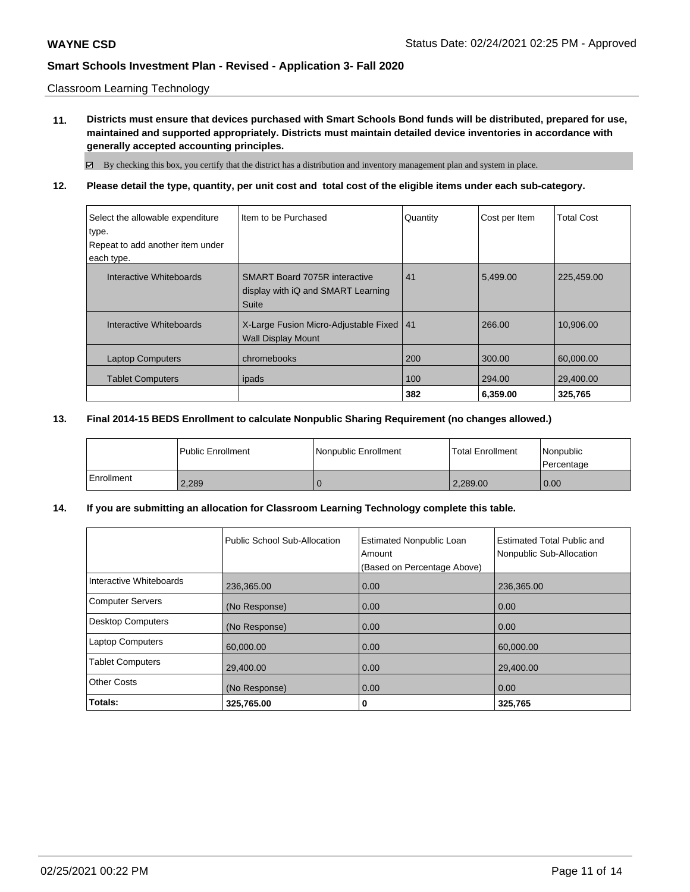Classroom Learning Technology

**11. Districts must ensure that devices purchased with Smart Schools Bond funds will be distributed, prepared for use, maintained and supported appropriately. Districts must maintain detailed device inventories in accordance with generally accepted accounting principles.**

☑ By checking this box, you certify that the district has a distribution and inventory management plan and system in place.

**12. Please detail the type, quantity, per unit cost and total cost of the eligible items under each sub-category.**

| Select the allowable expenditure type. Repeat to add another item under each type. | Item to be Purchased | Quantity | Cost per Item | Total Cost |
|---|---|---|---|---|
| Interactive Whiteboards | SMART Board 7075R interactive display with iQ and SMART Learning Suite | 41 | 5,499.00 | 225,459.00 |
| Interactive Whiteboards | X-Large Fusion Micro-Adjustable Fixed Wall Display Mount | 41 | 266.00 | 10,906.00 |
| Laptop Computers | chromebooks | 200 | 300.00 | 60,000.00 |
| Tablet Computers | ipads | 100 | 294.00 | 29,400.00 |
| | | **382** | **6,359.00** | **325,765** |

**13. Final 2014-15 BEDS Enrollment to calculate Nonpublic Sharing Requirement (no changes allowed.)**

| | Public Enrollment | Nonpublic Enrollment | Total Enrollment | Nonpublic Percentage |
|---|---|---|---|---|
| Enrollment | 2,289 | 0 | 2,289.00 | 0.00 |

**14. If you are submitting an allocation for Classroom Learning Technology complete this table.**

| | Public School Sub-Allocation | Estimated Nonpublic Loan Amount (Based on Percentage Above) | Estimated Total Public and Nonpublic Sub-Allocation |
|---|---|---|---|
| Interactive Whiteboards | 236,365.00 | 0.00 | 236,365.00 |
| Computer Servers | (No Response) | 0.00 | 0.00 |
| Desktop Computers | (No Response) | 0.00 | 0.00 |
| Laptop Computers | 60,000.00 | 0.00 | 60,000.00 |
| Tablet Computers | 29,400.00 | 0.00 | 29,400.00 |
| Other Costs | (No Response) | 0.00 | 0.00 |
| **Totals:** | **325,765.00** | **0** | **325,765** |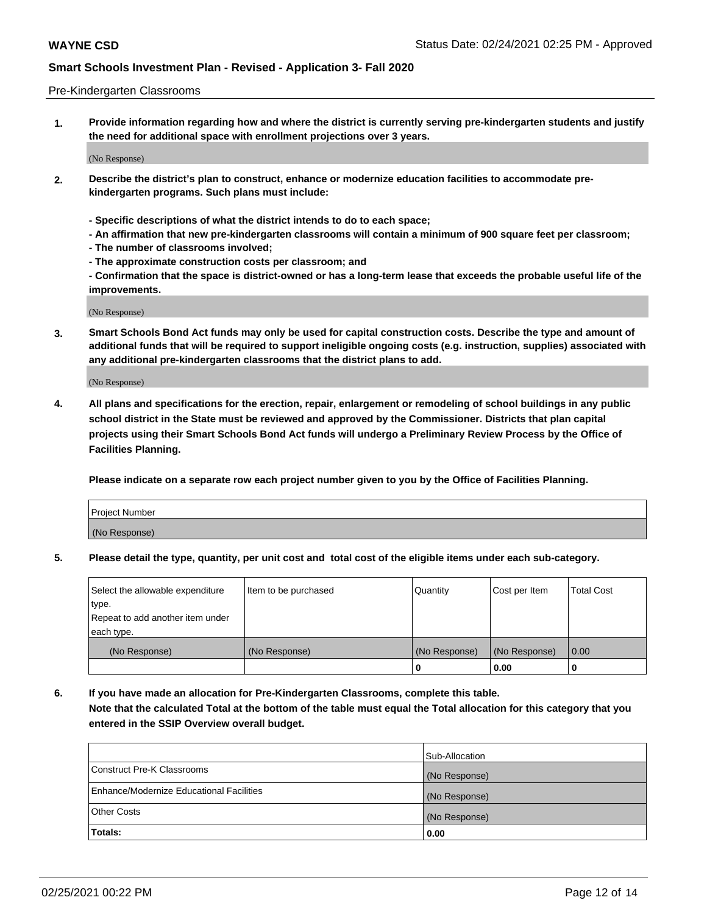Pre-Kindergarten Classrooms

1. **Provide information regarding how and where the district is currently serving pre-kindergarten students and justify the need for additional space with enrollment projections over 3 years.**

(No Response)

2. **Describe the district's plan to construct, enhance or modernize education facilities to accommodate pre-kindergarten programs. Such plans must include:**

**- Specific descriptions of what the district intends to do to each space;**
**- An affirmation that new pre-kindergarten classrooms will contain a minimum of 900 square feet per classroom;**
**- The number of classrooms involved;**
**- The approximate construction costs per classroom; and**
**- Confirmation that the space is district-owned or has a long-term lease that exceeds the probable useful life of the improvements.**

(No Response)

3. **Smart Schools Bond Act funds may only be used for capital construction costs. Describe the type and amount of additional funds that will be required to support ineligible ongoing costs (e.g. instruction, supplies) associated with any additional pre-kindergarten classrooms that the district plans to add.**

(No Response)

4. **All plans and specifications for the erection, repair, enlargement or remodeling of school buildings in any public school district in the State must be reviewed and approved by the Commissioner. Districts that plan capital projects using their Smart Schools Bond Act funds will undergo a Preliminary Review Process by the Office of Facilities Planning.**

**Please indicate on a separate row each project number given to you by the Office of Facilities Planning.**

| Project Number |
|---|
| (No Response) |

5. **Please detail the type, quantity, per unit cost and total cost of the eligible items under each sub-category.**

| Select the allowable expenditure type. Repeat to add another item under each type. | Item to be purchased | Quantity | Cost per Item | Total Cost |
|---|---|---|---|---|
| (No Response) | (No Response) | (No Response) | (No Response) | 0.00 |
| | | 0 | 0.00 | 0 |

6. **If you have made an allocation for Pre-Kindergarten Classrooms, complete this table.**
**Note that the calculated Total at the bottom of the table must equal the Total allocation for this category that you entered in the SSIP Overview overall budget.**

| | Sub-Allocation |
|---|---|
| Construct Pre-K Classrooms | (No Response) |
| Enhance/Modernize Educational Facilities | (No Response) |
| Other Costs | (No Response) |
| **Totals:** | **0.00** |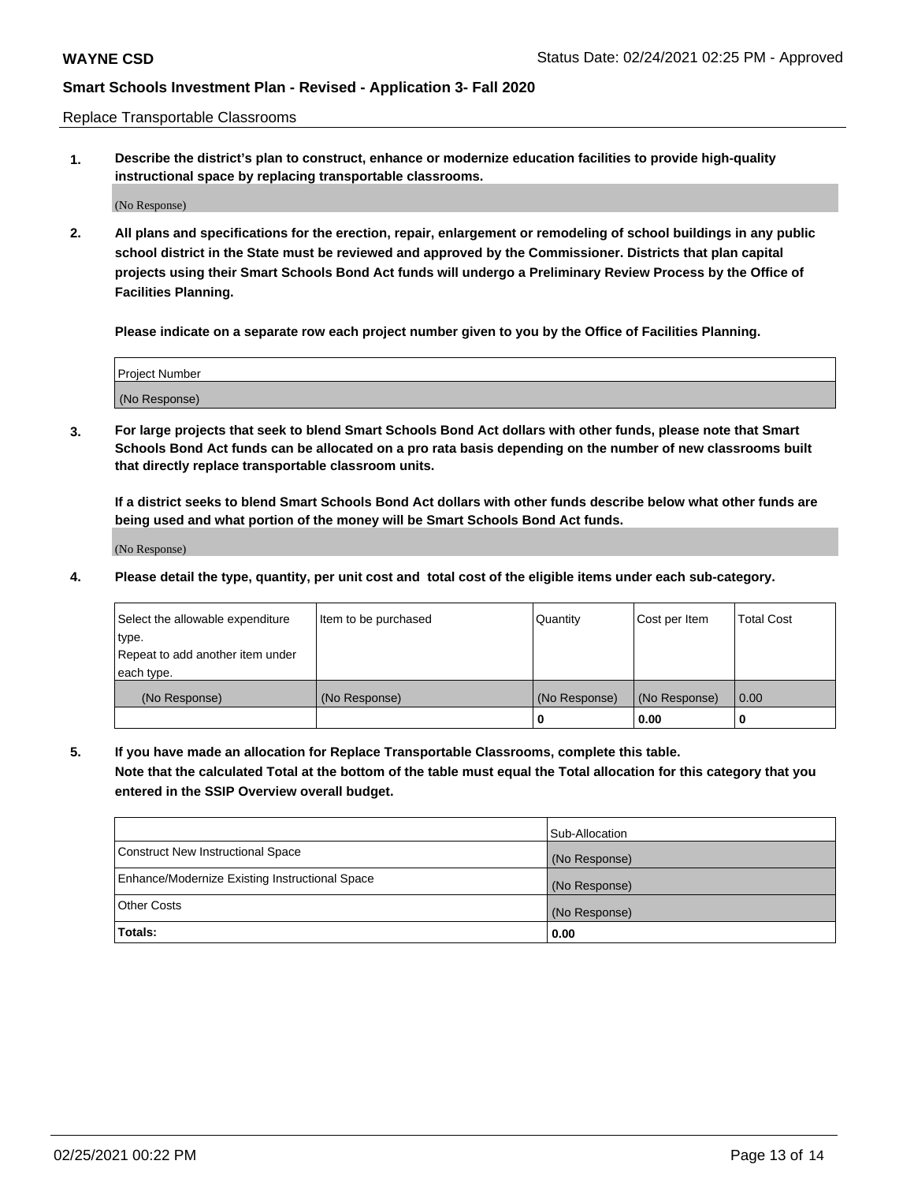## Replace Transportable Classrooms

**1. Describe the district's plan to construct, enhance or modernize education facilities to provide high-quality instructional space by replacing transportable classrooms.**

(No Response)

**2. All plans and specifications for the erection, repair, enlargement or remodeling of school buildings in any public school district in the State must be reviewed and approved by the Commissioner. Districts that plan capital projects using their Smart Schools Bond Act funds will undergo a Preliminary Review Process by the Office of Facilities Planning.**

**Please indicate on a separate row each project number given to you by the Office of Facilities Planning.**

| Project Number |
| --- |
| (No Response) |

**3. For large projects that seek to blend Smart Schools Bond Act dollars with other funds, please note that Smart Schools Bond Act funds can be allocated on a pro rata basis depending on the number of new classrooms built that directly replace transportable classroom units.**

**If a district seeks to blend Smart Schools Bond Act dollars with other funds describe below what other funds are being used and what portion of the money will be Smart Schools Bond Act funds.**

(No Response)

**4. Please detail the type, quantity, per unit cost and total cost of the eligible items under each sub-category.**

| Select the allowable expenditure type. Repeat to add another item under each type. | Item to be purchased | Quantity | Cost per Item | Total Cost |
| --- | --- | --- | --- | --- |
| (No Response) | (No Response) | (No Response) | (No Response) | 0.00 |
| | | 0 | 0.00 | 0 |

**5. If you have made an allocation for Replace Transportable Classrooms, complete this table. Note that the calculated Total at the bottom of the table must equal the Total allocation for this category that you entered in the SSIP Overview overall budget.**

| | Sub-Allocation |
| --- | --- |
| Construct New Instructional Space | (No Response) |
| Enhance/Modernize Existing Instructional Space | (No Response) |
| Other Costs | (No Response) |
| **Totals:** | **0.00** |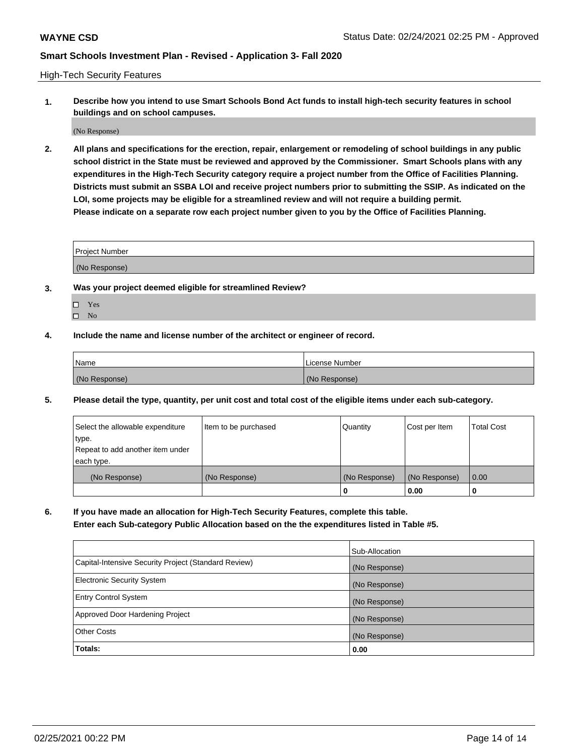High-Tech Security Features

**1. Describe how you intend to use Smart Schools Bond Act funds to install high-tech security features in school buildings and on school campuses.**

(No Response)

**2. All plans and specifications for the erection, repair, enlargement or remodeling of school buildings in any public school district in the State must be reviewed and approved by the Commissioner. Smart Schools plans with any expenditures in the High-Tech Security category require a project number from the Office of Facilities Planning. Districts must submit an SSBA LOI and receive project numbers prior to submitting the SSIP. As indicated on the LOI, some projects may be eligible for a streamlined review and will not require a building permit.**
**Please indicate on a separate row each project number given to you by the Office of Facilities Planning.**

| Project Number |
|---|
| (No Response) |

**3. Was your project deemed eligible for streamlined Review?**

- ☐ Yes
- ☐ No

**4. Include the name and license number of the architect or engineer of record.**

| Name | License Number |
|---|---|
| (No Response) | (No Response) |

**5. Please detail the type, quantity, per unit cost and total cost of the eligible items under each sub-category.**

| Select the allowable expenditure type. Repeat to add another item under each type. | Item to be purchased | Quantity | Cost per Item | Total Cost |
|---|---|---|---|---|
| (No Response) | (No Response) | (No Response) | (No Response) | 0.00 |
| | | 0 | 0.00 | 0 |

**6. If you have made an allocation for High-Tech Security Features, complete this table.**
**Enter each Sub-category Public Allocation based on the the expenditures listed in Table #5.**

| | Sub-Allocation |
|---|---|
| Capital-Intensive Security Project (Standard Review) | (No Response) |
| Electronic Security System | (No Response) |
| Entry Control System | (No Response) |
| Approved Door Hardening Project | (No Response) |
| Other Costs | (No Response) |
| **Totals:** | **0.00** |